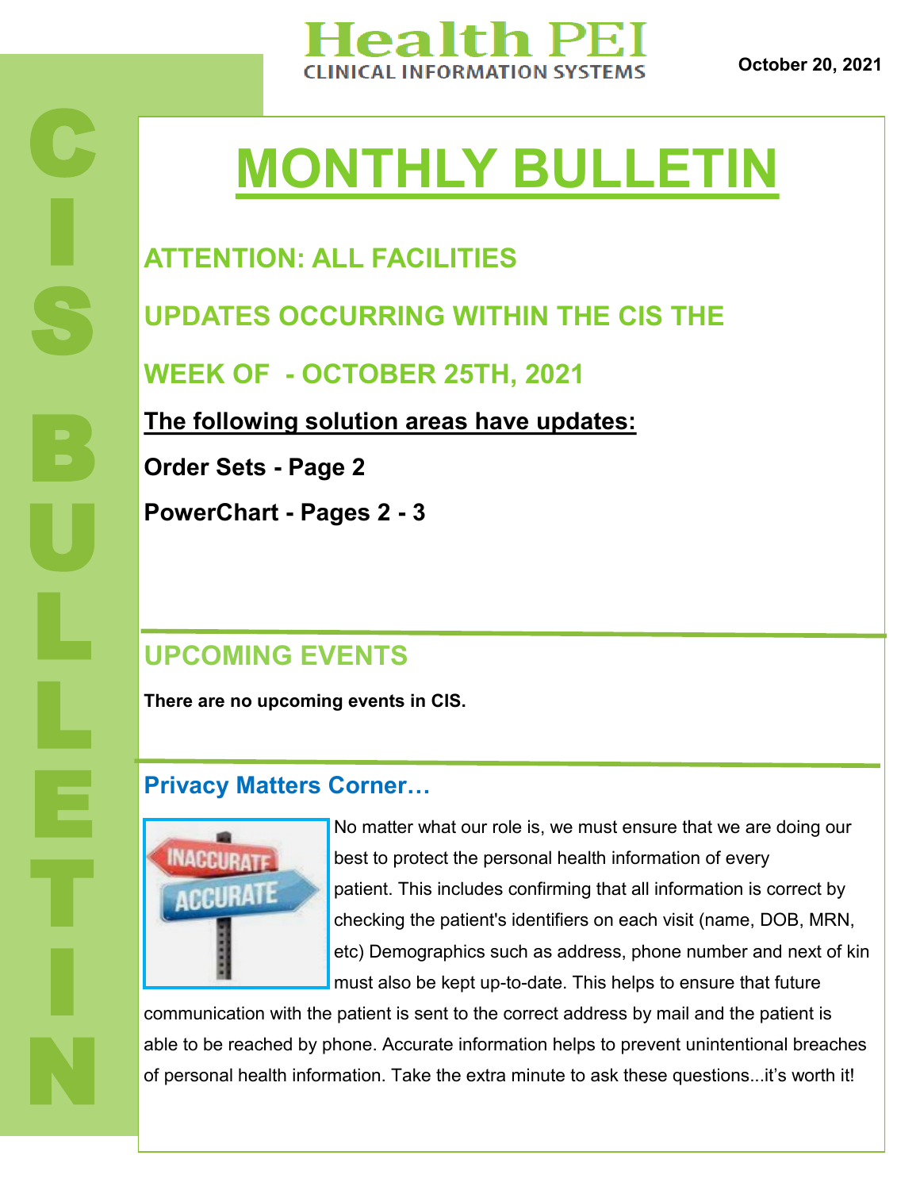# Health PEI
CLINICAL INFORMATION SYSTEMS

October 20, 2021

CIS BULLETIN

# MONTHLY BULLETIN

## ATTENTION: ALL FACILITIES

## UPDATES OCCURRING WITHIN THE CIS THE WEEK OF - OCTOBER 25TH, 2021

**The following solution areas have updates:**

**Order Sets - Page 2**

**PowerChart - Pages 2 - 3**

## UPCOMING EVENTS

**There are no upcoming events in CIS.**

## Privacy Matters Corner…

No matter what our role is, we must ensure that we are doing our best to protect the personal health information of every patient. This includes confirming that all information is correct by checking the patient's identifiers on each visit (name, DOB, MRN, etc) Demographics such as address, phone number and next of kin must also be kept up-to-date. This helps to ensure that future communication with the patient is sent to the correct address by mail and the patient is able to be reached by phone. Accurate information helps to prevent unintentional breaches of personal health information. Take the extra minute to ask these questions...it's worth it!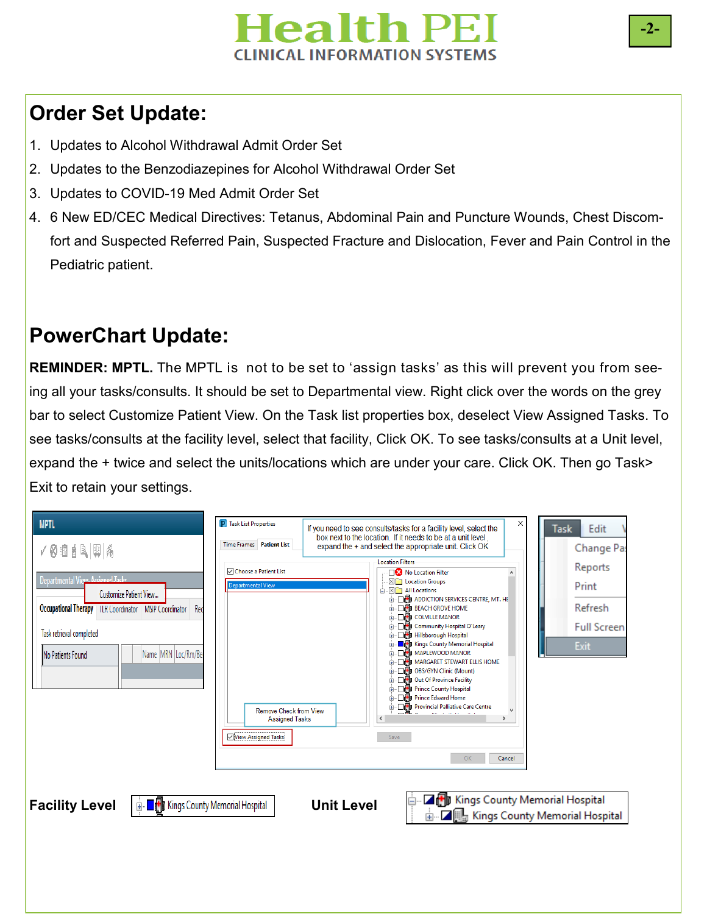## Order Set Update:

1. Updates to Alcohol Withdrawal Admit Order Set
2. Updates to the Benzodiazepines for Alcohol Withdrawal Order Set
3. Updates to COVID-19 Med Admit Order Set
4. 6 New ED/CEC Medical Directives: Tetanus, Abdominal Pain and Puncture Wounds, Chest Discomfort and Suspected Referred Pain, Suspected Fracture and Dislocation, Fever and Pain Control in the Pediatric patient.

## PowerChart Update:

**REMINDER: MPTL.** The MPTL is not to be set to 'assign tasks' as this will prevent you from seeing all your tasks/consults. It should be set to Departmental view. Right click over the words on the grey bar to select Customize Patient View. On the Task list properties box, deselect View Assigned Tasks. To see tasks/consults at the facility level, select that facility, Click OK. To see tasks/consults at a Unit level, expand the + twice and select the units/locations which are under your care. Click OK. Then go Task> Exit to retain your settings.

**Facility Level**

**Unit Level**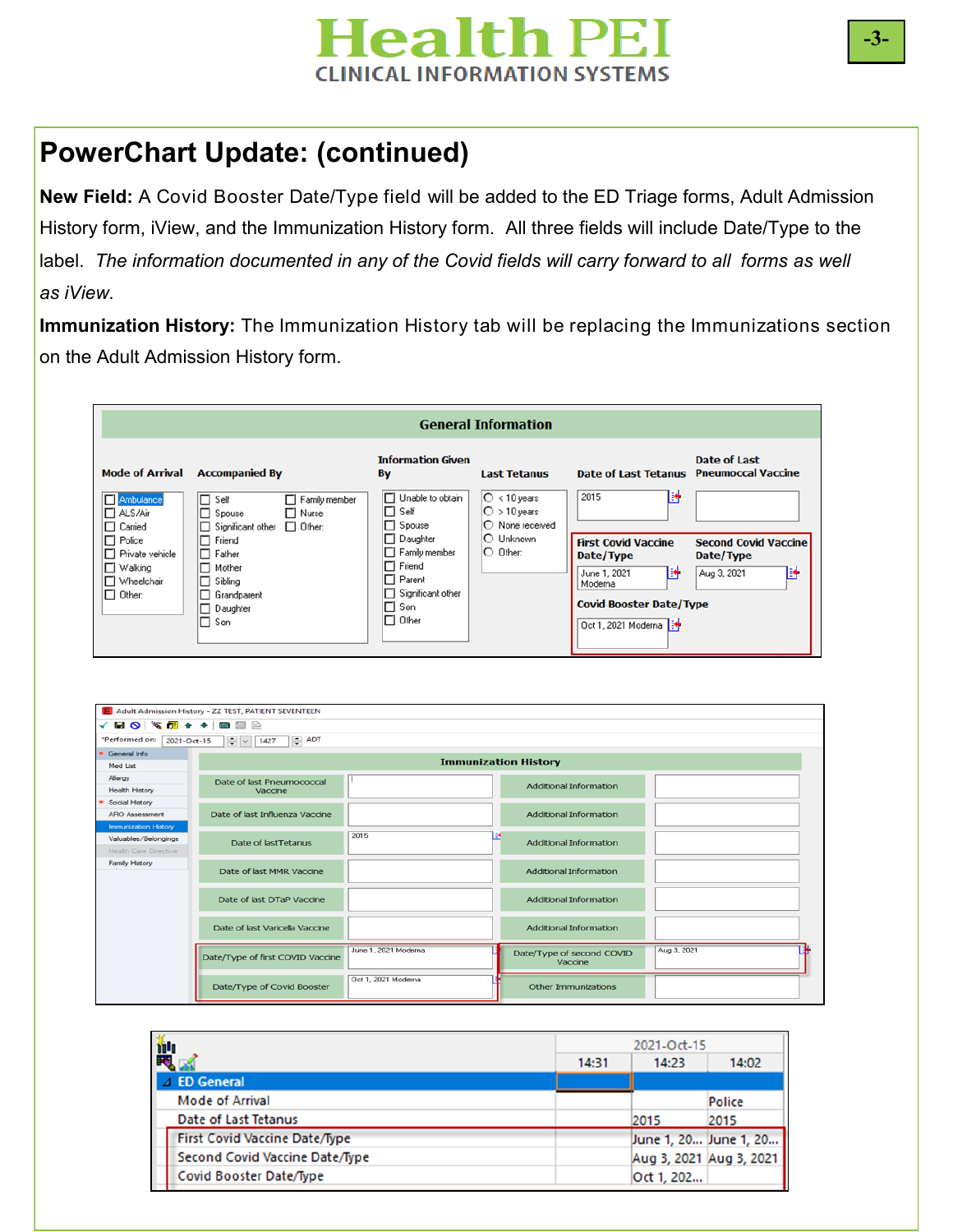## PowerChart Update: (continued)

**New Field:** A Covid Booster Date/Type field will be added to the ED Triage forms, Adult Admission History form, iView, and the Immunization History form. All three fields will include Date/Type to the label. *The information documented in any of the Covid fields will carry forward to all forms as well as iView.*

**Immunization History:** The Immunization History tab will be replacing the Immunizations section on the Adult Admission History form.

General Information

Mode of Arrival: Ambulance, ALS/Air, Carried, Police, Private vehicle, Walking, Wheelchair, Other:

Accompanied By: Self, Spouse, Significant other, Friend, Father, Mother, Sibling, Grandparent, Daughter, Son, Family member, Nurse, Other:

Information Given By: Unable to obtain, Self, Spouse, Daughter, Family member, Friend, Parent, Significant other, Son, Other

Last Tetanus: < 10 years, > 10 years, None received, Unknown, Other:

Date of Last Tetanus: 2015

Date of Last Pneumoccal Vaccine:

First Covid Vaccine Date/Type: June 1, 2021 Moderna

Second Covid Vaccine Date/Type: Aug 3, 2021

Covid Booster Date/Type: Oct 1, 2021 Moderna

Adult Admission History - ZZ TEST, PATIENT SEVENTEEN

*Performed on: 2021-Oct-15 1427 ADT

General Info, Med List, Allergy, Health History, Social History, ARO Assessment, Immunization History, Valuables/Belongings, Health Care Directive, Family History

Immunization History

| | | | |
|---|---|---|---|
| Date of last Pneumococcal Vaccine | | Additional Information | |
| Date of last Influenza Vaccine | | Additional Information | |
| Date of last Tetanus | 2015 | Additional Information | |
| Date of last MMR Vaccine | | Additional Information | |
| Date of last DTaP Vaccine | | Additional Information | |
| Date of last Varicella Vaccine | | Additional Information | |
| Date/Type of first COVID Vaccine | June 1, 2021 Moderna | Date/Type of second COVID Vaccine | Aug 3, 2021 |
| Date/Type of Covid Booster | Oct 1, 2021 Moderna | Other Immunizations | |

| | 2021-Oct-15 | | |
|---|---|---|---|
| | 14:31 | 14:23 | 14:02 |
| ED General | | | |
| Mode of Arrival | | | Police |
| Date of Last Tetanus | | 2015 | 2015 |
| First Covid Vaccine Date/Type | | June 1, 20... | June 1, 20... |
| Second Covid Vaccine Date/Type | | Aug 3, 2021 | Aug 3, 2021 |
| Covid Booster Date/Type | | Oct 1, 202... | |